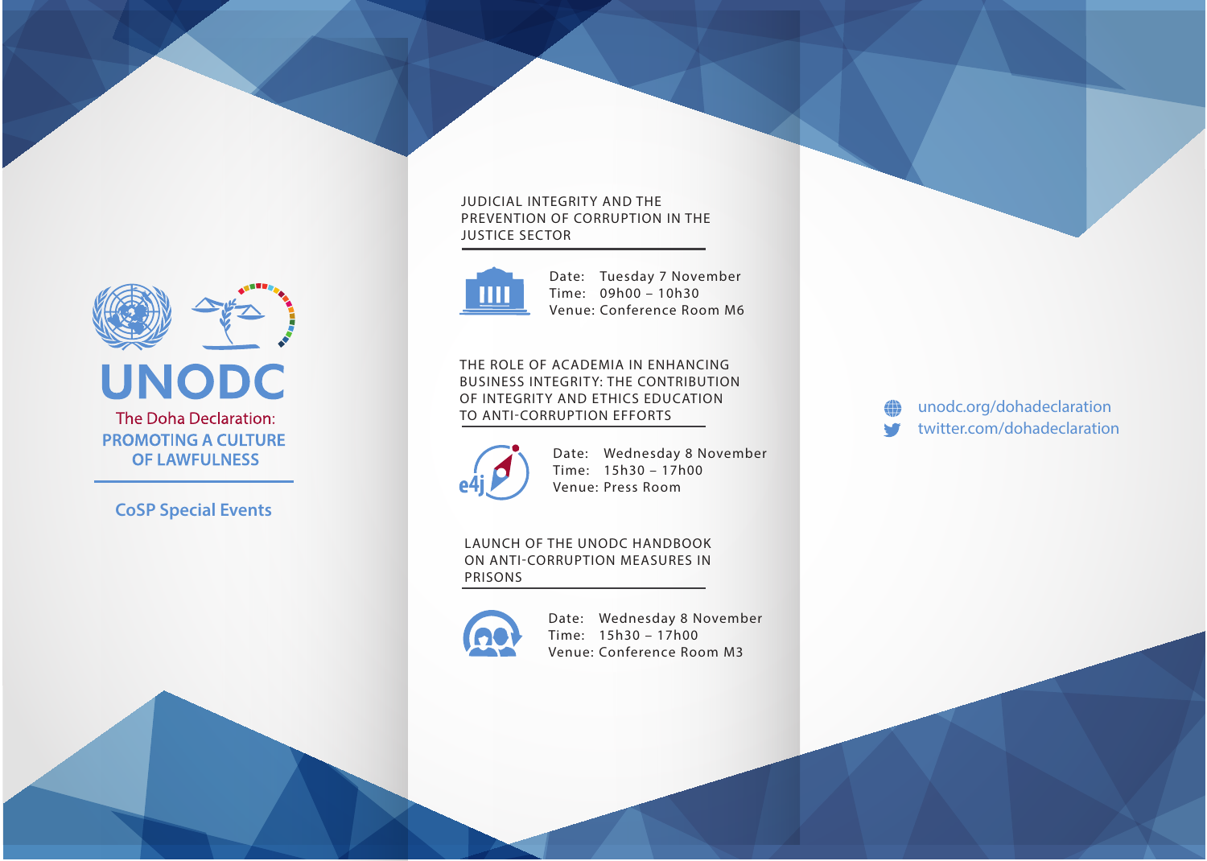# UNODC

The Doha Declaration:

**PROMOTING A CULTURE OF LAWFULNESS**

## CoSP Special Events

### JUDICIAL INTEGRITY AND THE PREVENTION OF CORRUPTION IN THE JUSTICE SECTOR

Date: Tuesday 7 November
Time: 09h00 – 10h30
Venue: Conference Room M6

### THE ROLE OF ACADEMIA IN ENHANCING BUSINESS INTEGRITY: THE CONTRIBUTION OF INTEGRITY AND ETHICS EDUCATION TO ANTI-CORRUPTION EFFORTS

e4j

Date: Wednesday 8 November
Time: 15h30 – 17h00
Venue: Press Room

### LAUNCH OF THE UNODC HANDBOOK ON ANTI-CORRUPTION MEASURES IN PRISONS

Date: Wednesday 8 November
Time: 15h30 – 17h00
Venue: Conference Room M3

unodc.org/dohadeclaration
twitter.com/dohadeclaration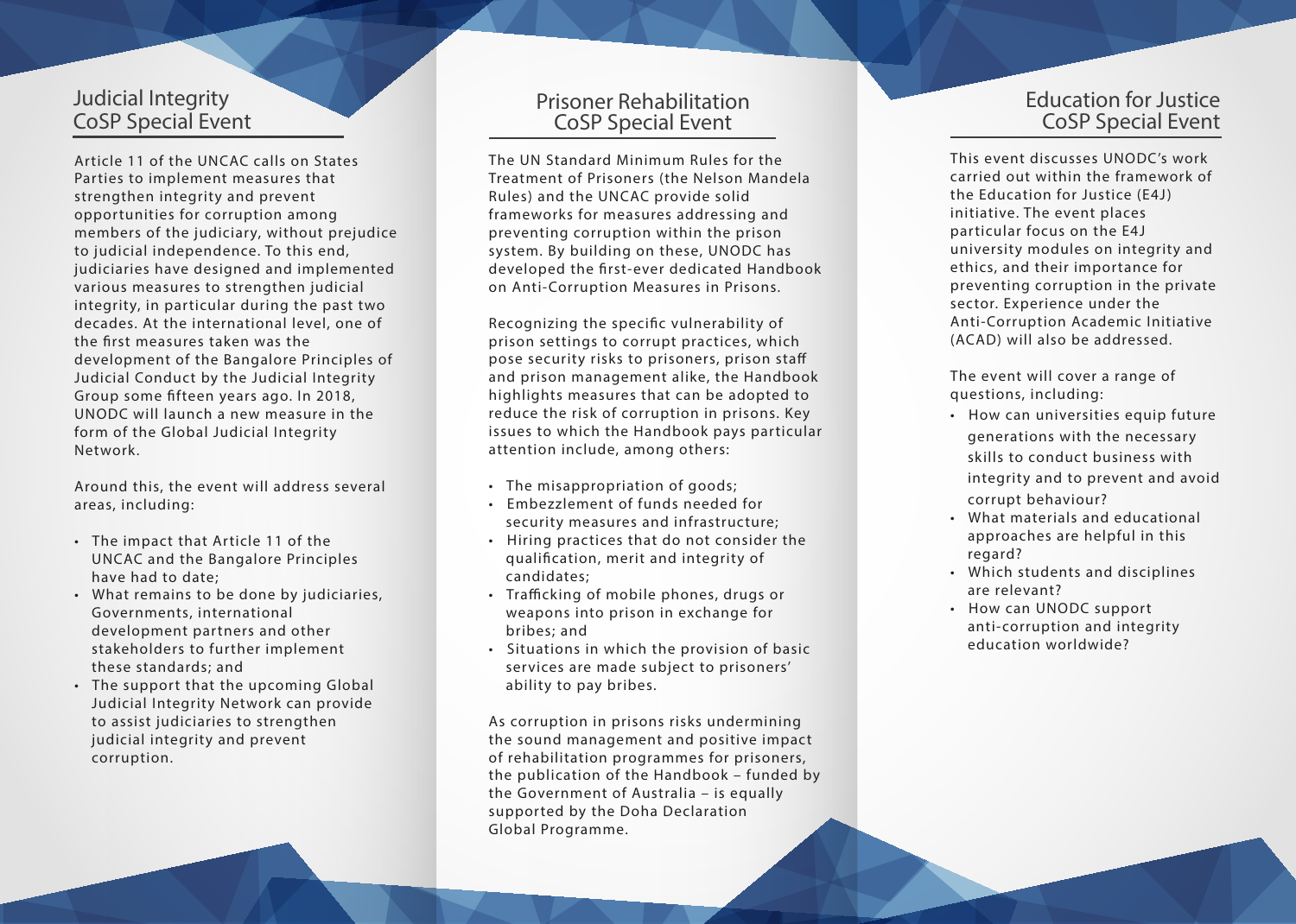## Judicial Integrity CoSP Special Event

Article 11 of the UNCAC calls on States Parties to implement measures that strengthen integrity and prevent opportunities for corruption among members of the judiciary, without prejudice to judicial independence. To this end, judiciaries have designed and implemented various measures to strengthen judicial integrity, in particular during the past two decades. At the international level, one of the first measures taken was the development of the Bangalore Principles of Judicial Conduct by the Judicial Integrity Group some fifteen years ago. In 2018, UNODC will launch a new measure in the form of the Global Judicial Integrity Network.

Around this, the event will address several areas, including:

- The impact that Article 11 of the UNCAC and the Bangalore Principles have had to date;
- What remains to be done by judiciaries, Governments, international development partners and other stakeholders to further implement these standards; and
- The support that the upcoming Global Judicial Integrity Network can provide to assist judiciaries to strengthen judicial integrity and prevent corruption.

## Prisoner Rehabilitation CoSP Special Event

The UN Standard Minimum Rules for the Treatment of Prisoners (the Nelson Mandela Rules) and the UNCAC provide solid frameworks for measures addressing and preventing corruption within the prison system. By building on these, UNODC has developed the first-ever dedicated Handbook on Anti-Corruption Measures in Prisons.

Recognizing the specific vulnerability of prison settings to corrupt practices, which pose security risks to prisoners, prison staff and prison management alike, the Handbook highlights measures that can be adopted to reduce the risk of corruption in prisons. Key issues to which the Handbook pays particular attention include, among others:

- The misappropriation of goods;
- Embezzlement of funds needed for security measures and infrastructure;
- Hiring practices that do not consider the qualification, merit and integrity of candidates;
- Trafficking of mobile phones, drugs or weapons into prison in exchange for bribes; and
- Situations in which the provision of basic services are made subject to prisoners' ability to pay bribes.

As corruption in prisons risks undermining the sound management and positive impact of rehabilitation programmes for prisoners, the publication of the Handbook – funded by the Government of Australia – is equally supported by the Doha Declaration Global Programme.

## Education for Justice CoSP Special Event

This event discusses UNODC's work carried out within the framework of the Education for Justice (E4J) initiative. The event places particular focus on the E4J university modules on integrity and ethics, and their importance for preventing corruption in the private sector. Experience under the Anti-Corruption Academic Initiative (ACAD) will also be addressed.

The event will cover a range of questions, including:

- How can universities equip future generations with the necessary skills to conduct business with integrity and to prevent and avoid corrupt behaviour?
- What materials and educational approaches are helpful in this regard?
- Which students and disciplines are relevant?
- How can UNODC support anti-corruption and integrity education worldwide?